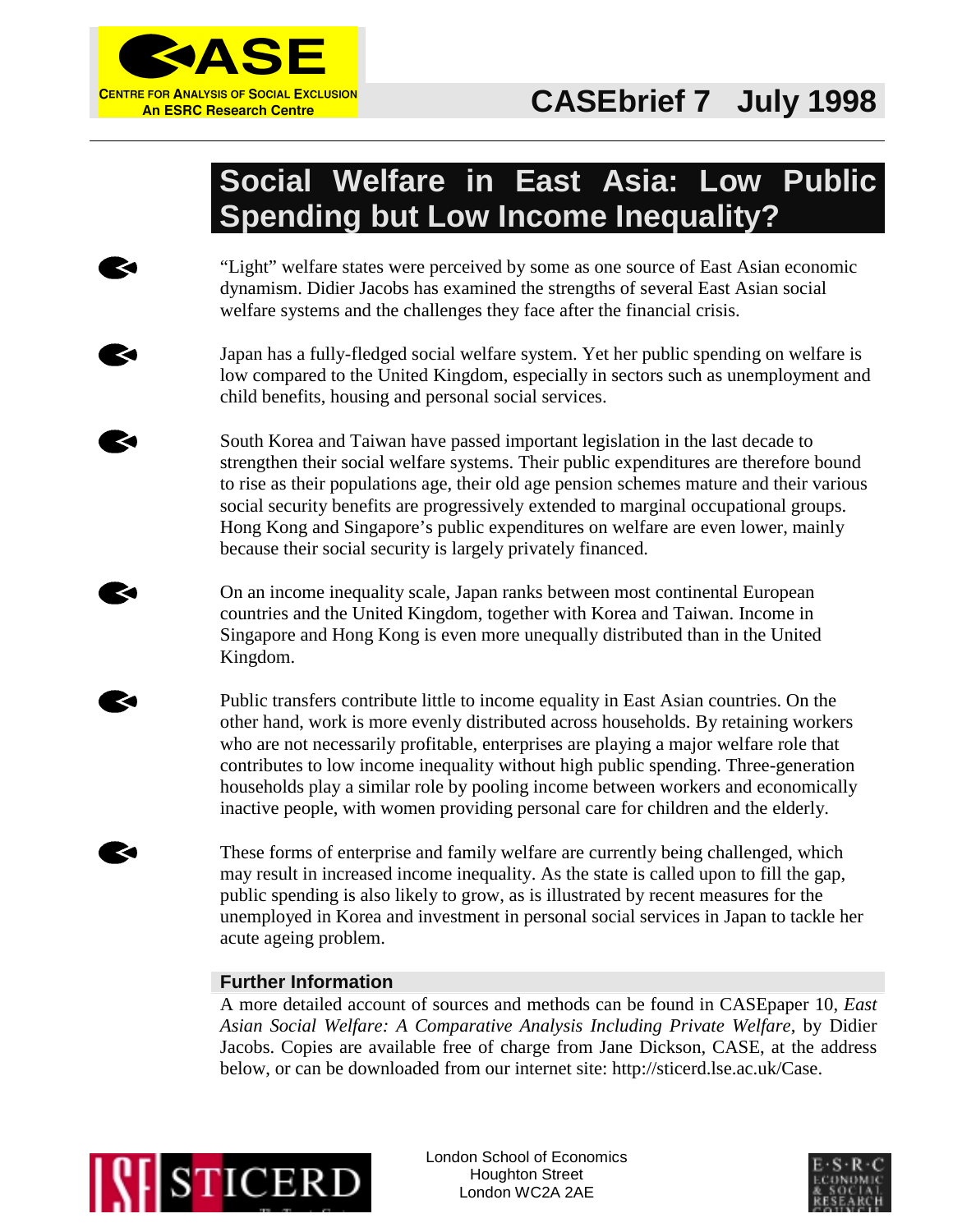CASE

CENTRE FOR ANALYSIS OF SOCIAL EXCLUSION
An ESRC Research Centre

**CASEbrief 7 July 1998**

# Social Welfare in East Asia: Low Public Spending but Low Income Inequality?

- "Light" welfare states were perceived by some as one source of East Asian economic dynamism. Didier Jacobs has examined the strengths of several East Asian social welfare systems and the challenges they face after the financial crisis.

- Japan has a fully-fledged social welfare system. Yet her public spending on welfare is low compared to the United Kingdom, especially in sectors such as unemployment and child benefits, housing and personal social services.

- South Korea and Taiwan have passed important legislation in the last decade to strengthen their social welfare systems. Their public expenditures are therefore bound to rise as their populations age, their old age pension schemes mature and their various social security benefits are progressively extended to marginal occupational groups. Hong Kong and Singapore's public expenditures on welfare are even lower, mainly because their social security is largely privately financed.

- On an income inequality scale, Japan ranks between most continental European countries and the United Kingdom, together with Korea and Taiwan. Income in Singapore and Hong Kong is even more unequally distributed than in the United Kingdom.

- Public transfers contribute little to income equality in East Asian countries. On the other hand, work is more evenly distributed across households. By retaining workers who are not necessarily profitable, enterprises are playing a major welfare role that contributes to low income inequality without high public spending. Three-generation households play a similar role by pooling income between workers and economically inactive people, with women providing personal care for children and the elderly.

- These forms of enterprise and family welfare are currently being challenged, which may result in increased income inequality. As the state is called upon to fill the gap, public spending is also likely to grow, as is illustrated by recent measures for the unemployed in Korea and investment in personal social services in Japan to tackle her acute ageing problem.

### Further Information

A more detailed account of sources and methods can be found in CASEpaper 10, *East Asian Social Welfare: A Comparative Analysis Including Private Welfare*, by Didier Jacobs. Copies are available free of charge from Jane Dickson, CASE, at the address below, or can be downloaded from our internet site: http://sticerd.lse.ac.uk/Case.

LSE STICERD

London School of Economics
Houghton Street
London WC2A 2AE

E·S·R·C ECONOMIC & SOCIAL RESEARCH COUNCIL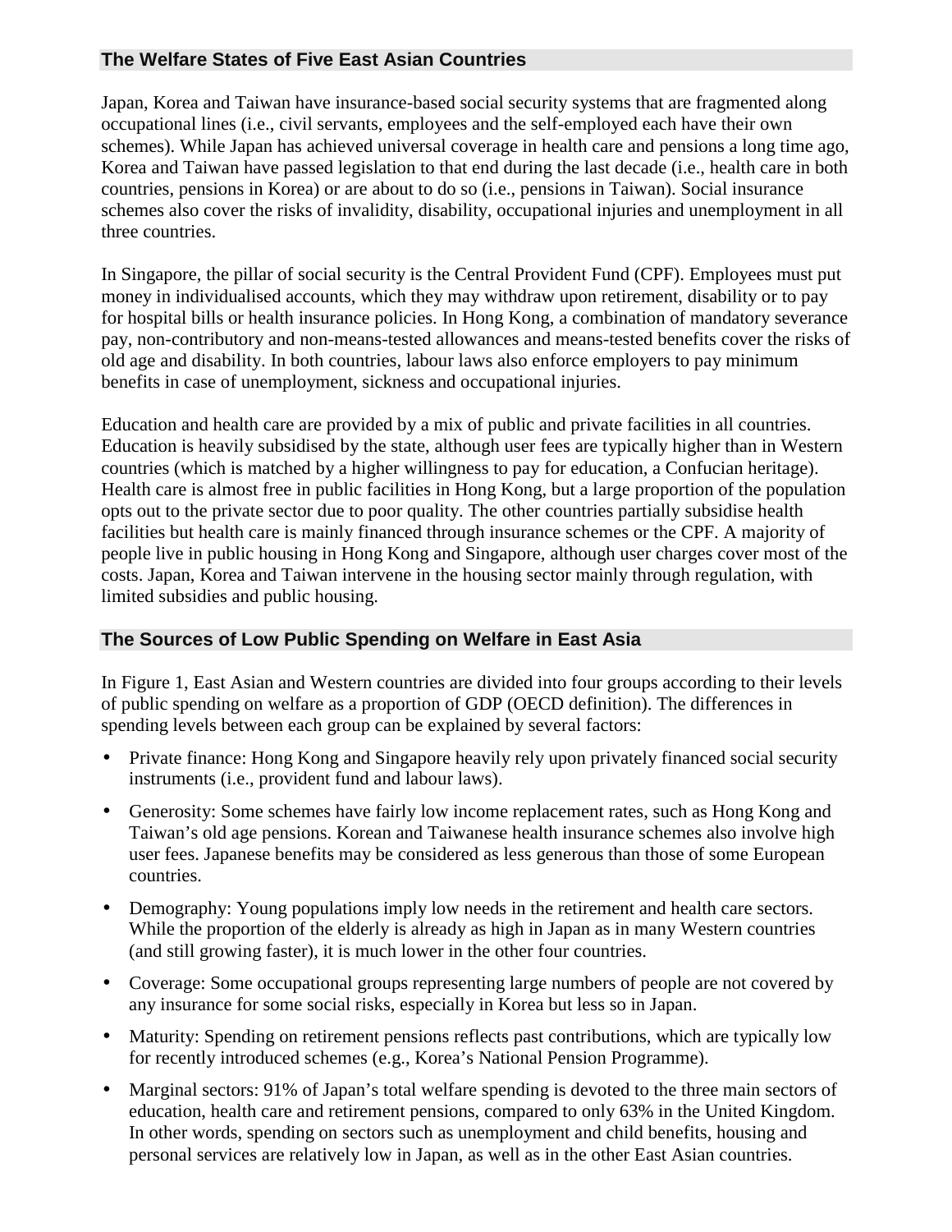## The Welfare States of Five East Asian Countries

Japan, Korea and Taiwan have insurance-based social security systems that are fragmented along occupational lines (i.e., civil servants, employees and the self-employed each have their own schemes). While Japan has achieved universal coverage in health care and pensions a long time ago, Korea and Taiwan have passed legislation to that end during the last decade (i.e., health care in both countries, pensions in Korea) or are about to do so (i.e., pensions in Taiwan). Social insurance schemes also cover the risks of invalidity, disability, occupational injuries and unemployment in all three countries.

In Singapore, the pillar of social security is the Central Provident Fund (CPF). Employees must put money in individualised accounts, which they may withdraw upon retirement, disability or to pay for hospital bills or health insurance policies. In Hong Kong, a combination of mandatory severance pay, non-contributory and non-means-tested allowances and means-tested benefits cover the risks of old age and disability. In both countries, labour laws also enforce employers to pay minimum benefits in case of unemployment, sickness and occupational injuries.

Education and health care are provided by a mix of public and private facilities in all countries. Education is heavily subsidised by the state, although user fees are typically higher than in Western countries (which is matched by a higher willingness to pay for education, a Confucian heritage). Health care is almost free in public facilities in Hong Kong, but a large proportion of the population opts out to the private sector due to poor quality. The other countries partially subsidise health facilities but health care is mainly financed through insurance schemes or the CPF. A majority of people live in public housing in Hong Kong and Singapore, although user charges cover most of the costs. Japan, Korea and Taiwan intervene in the housing sector mainly through regulation, with limited subsidies and public housing.

## The Sources of Low Public Spending on Welfare in East Asia

In Figure 1, East Asian and Western countries are divided into four groups according to their levels of public spending on welfare as a proportion of GDP (OECD definition). The differences in spending levels between each group can be explained by several factors:

- Private finance: Hong Kong and Singapore heavily rely upon privately financed social security instruments (i.e., provident fund and labour laws).
- Generosity: Some schemes have fairly low income replacement rates, such as Hong Kong and Taiwan's old age pensions. Korean and Taiwanese health insurance schemes also involve high user fees. Japanese benefits may be considered as less generous than those of some European countries.
- Demography: Young populations imply low needs in the retirement and health care sectors. While the proportion of the elderly is already as high in Japan as in many Western countries (and still growing faster), it is much lower in the other four countries.
- Coverage: Some occupational groups representing large numbers of people are not covered by any insurance for some social risks, especially in Korea but less so in Japan.
- Maturity: Spending on retirement pensions reflects past contributions, which are typically low for recently introduced schemes (e.g., Korea's National Pension Programme).
- Marginal sectors: 91% of Japan's total welfare spending is devoted to the three main sectors of education, health care and retirement pensions, compared to only 63% in the United Kingdom. In other words, spending on sectors such as unemployment and child benefits, housing and personal services are relatively low in Japan, as well as in the other East Asian countries.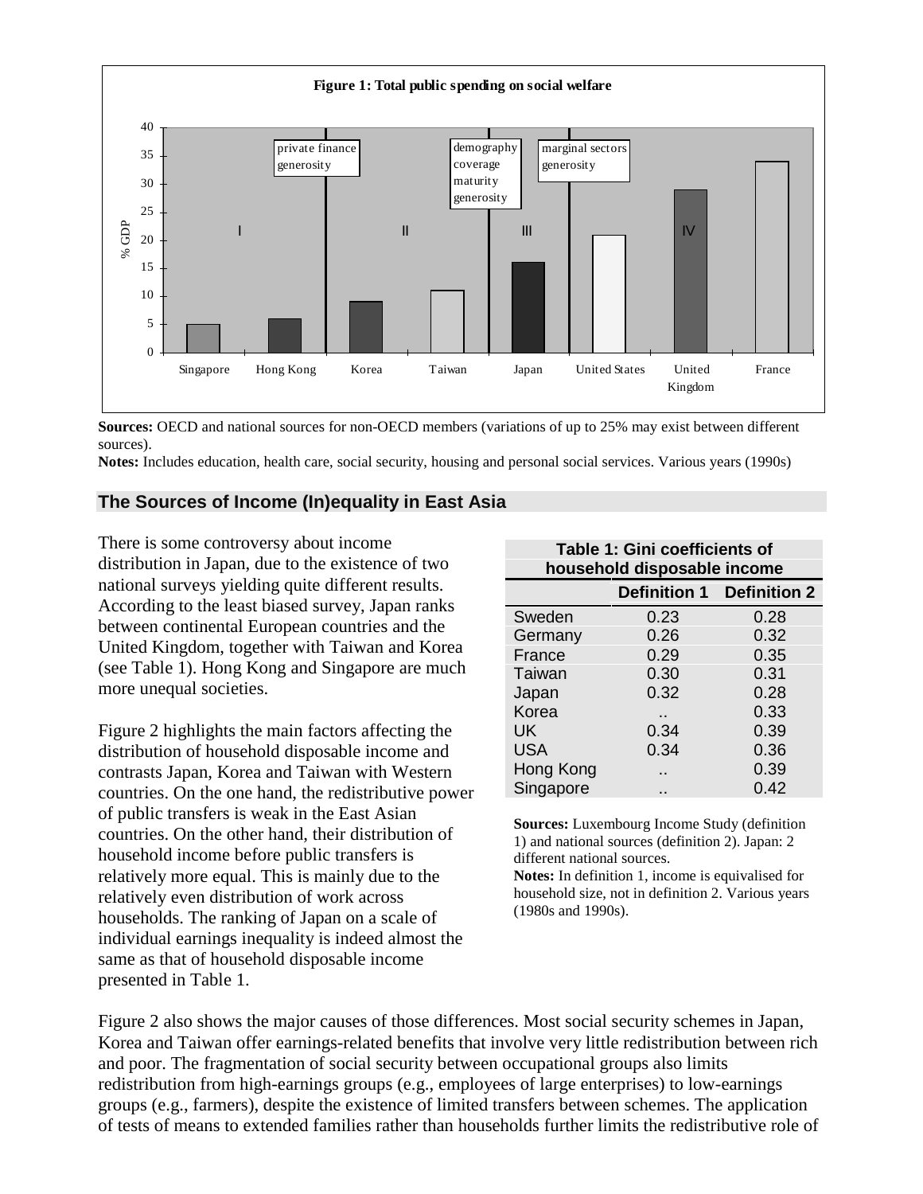**Figure 1: Total public spending on social welfare**

**Sources:** OECD and national sources for non-OECD members (variations of up to 25% may exist between different sources).

**Notes:** Includes education, health care, social security, housing and personal social services. Various years (1990s)

## The Sources of Income (In)equality in East Asia

There is some controversy about income distribution in Japan, due to the existence of two national surveys yielding quite different results. According to the least biased survey, Japan ranks between continental European countries and the United Kingdom, together with Taiwan and Korea (see Table 1). Hong Kong and Singapore are much more unequal societies.

Figure 2 highlights the main factors affecting the distribution of household disposable income and contrasts Japan, Korea and Taiwan with Western countries. On the one hand, the redistributive power of public transfers is weak in the East Asian countries. On the other hand, their distribution of household income before public transfers is relatively more equal. This is mainly due to the relatively even distribution of work across households. The ranking of Japan on a scale of individual earnings inequality is indeed almost the same as that of household disposable income presented in Table 1.

**Table 1: Gini coefficients of household disposable income**

| | Definition 1 | Definition 2 |
|---|---|---|
| Sweden | 0.23 | 0.28 |
| Germany | 0.26 | 0.32 |
| France | 0.29 | 0.35 |
| Taiwan | 0.30 | 0.31 |
| Japan | 0.32 | 0.28 |
| Korea | .. | 0.33 |
| UK | 0.34 | 0.39 |
| USA | 0.34 | 0.36 |
| Hong Kong | .. | 0.39 |
| Singapore | .. | 0.42 |

**Sources:** Luxembourg Income Study (definition 1) and national sources (definition 2). Japan: 2 different national sources.

**Notes:** In definition 1, income is equivalised for household size, not in definition 2. Various years (1980s and 1990s).

Figure 2 also shows the major causes of those differences. Most social security schemes in Japan, Korea and Taiwan offer earnings-related benefits that involve very little redistribution between rich and poor. The fragmentation of social security between occupational groups also limits redistribution from high-earnings groups (e.g., employees of large enterprises) to low-earnings groups (e.g., farmers), despite the existence of limited transfers between schemes. The application of tests of means to extended families rather than households further limits the redistributive role of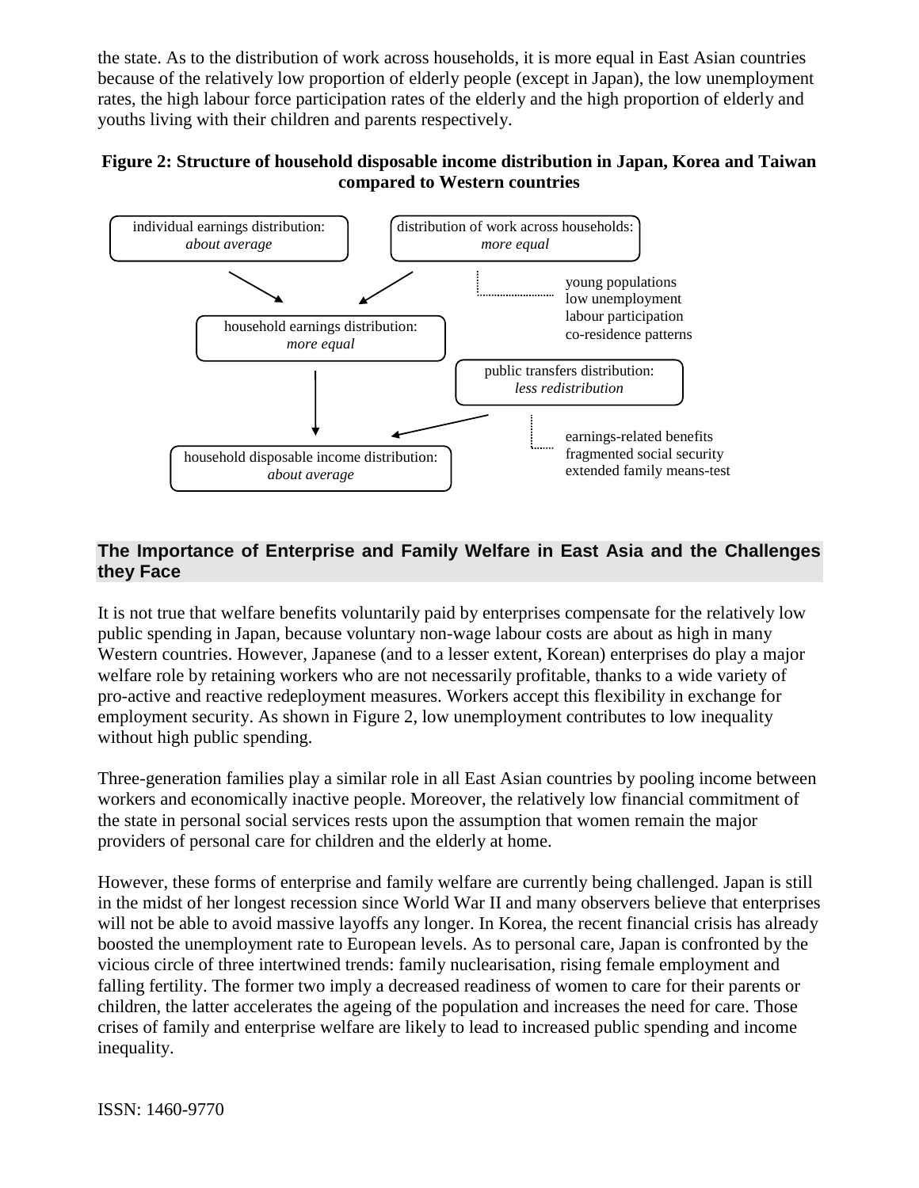the state. As to the distribution of work across households, it is more equal in East Asian countries because of the relatively low proportion of elderly people (except in Japan), the low unemployment rates, the high labour force participation rates of the elderly and the high proportion of elderly and youths living with their children and parents respectively.

**Figure 2: Structure of household disposable income distribution in Japan, Korea and Taiwan compared to Western countries**

individual earnings distribution: *about average*

distribution of work across households: *more equal*

young populations
low unemployment
labour participation
co-residence patterns

household earnings distribution: *more equal*

public transfers distribution: *less redistribution*

earnings-related benefits
fragmented social security
extended family means-test

household disposable income distribution: *about average*

## The Importance of Enterprise and Family Welfare in East Asia and the Challenges they Face

It is not true that welfare benefits voluntarily paid by enterprises compensate for the relatively low public spending in Japan, because voluntary non-wage labour costs are about as high in many Western countries. However, Japanese (and to a lesser extent, Korean) enterprises do play a major welfare role by retaining workers who are not necessarily profitable, thanks to a wide variety of pro-active and reactive redeployment measures. Workers accept this flexibility in exchange for employment security. As shown in Figure 2, low unemployment contributes to low inequality without high public spending.

Three-generation families play a similar role in all East Asian countries by pooling income between workers and economically inactive people. Moreover, the relatively low financial commitment of the state in personal social services rests upon the assumption that women remain the major providers of personal care for children and the elderly at home.

However, these forms of enterprise and family welfare are currently being challenged. Japan is still in the midst of her longest recession since World War II and many observers believe that enterprises will not be able to avoid massive layoffs any longer. In Korea, the recent financial crisis has already boosted the unemployment rate to European levels. As to personal care, Japan is confronted by the vicious circle of three intertwined trends: family nuclearisation, rising female employment and falling fertility. The former two imply a decreased readiness of women to care for their parents or children, the latter accelerates the ageing of the population and increases the need for care. Those crises of family and enterprise welfare are likely to lead to increased public spending and income inequality.

ISSN: 1460-9770